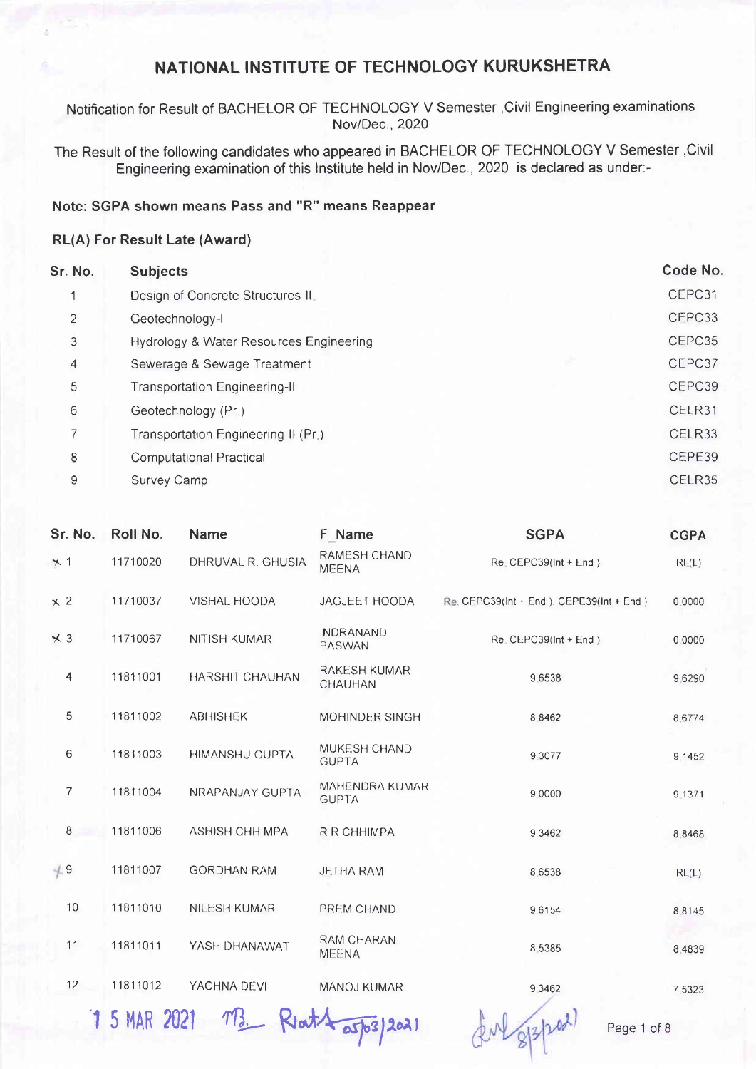# NATIONAL INSTITUTE OF TECHNOLOGY KURUKSHETRA

Notification for Result of BACHELOR OF TECHNOLOGY V Semester ,Civil Engineering examinations Nov/Dec., 2020

The Result of the following candidates who appeared in BACHELOR OF TECHNOLOGY V Semester ,Civil Engineering examination of this Institute held in Nov/Dec., 2020 is declared as under:-

**Note: SGPA shown means Pass and "R" means Reappear**

**RL(A) For Result Late (Award)**

| Sr. No. | Subjects | Code No. |
|---|---|---|
| 1 | Design of Concrete Structures-II | CEPC31 |
| 2 | Geotechnology-I | CEPC33 |
| 3 | Hydrology & Water Resources Engineering | CEPC35 |
| 4 | Sewerage & Sewage Treatment | CEPC37 |
| 5 | Transportation Engineering-II | CEPC39 |
| 6 | Geotechnology (Pr.) | CELR31 |
| 7 | Transportation Engineering-II (Pr.) | CELR33 |
| 8 | Computational Practical | CEPE39 |
| 9 | Survey Camp | CELR35 |

| Sr. No. | Roll No. | Name | F_Name | SGPA | CGPA |
|---|---|---|---|---|---|
| 1 | 11710020 | DHRUVAL R. GHUSIA | RAMESH CHAND MEENA | Re. CEPC39(Int + End ) | RL(L) |
| 2 | 11710037 | VISHAL HOODA | JAGJEET HOODA | Re. CEPC39(Int + End ), CEPE39(Int + End ) | 0.0000 |
| 3 | 11710067 | NITISH KUMAR | INDRANAND PASWAN | Re. CEPC39(Int + End ) | 0.0000 |
| 4 | 11811001 | HARSHIT CHAUHAN | RAKESH KUMAR CHAUHAN | 9.6538 | 9.6290 |
| 5 | 11811002 | ABHISHEK | MOHINDER SINGH | 8.8462 | 8.6774 |
| 6 | 11811003 | HIMANSHU GUPTA | MUKESH CHAND GUPTA | 9.3077 | 9.1452 |
| 7 | 11811004 | NRAPANJAY GUPTA | MAHENDRA KUMAR GUPTA | 9.0000 | 9.1371 |
| 8 | 11811006 | ASHISH CHHIMPA | R R CHHIMPA | 9.3462 | 8.8468 |
| 9 | 11811007 | GORDHAN RAM | JETHA RAM | 8.6538 | RL(L) |
| 10 | 11811010 | NILESH KUMAR | PREM CHAND | 9.6154 | 8.8145 |
| 11 | 11811011 | YASH DHANAWAT | RAM CHARAN MEENA | 8.5385 | 8.4839 |
| 12 | 11811012 | YACHNA DEVI | MANOJ KUMAR | 9.3462 | 7.5323 |

15 MAR 2021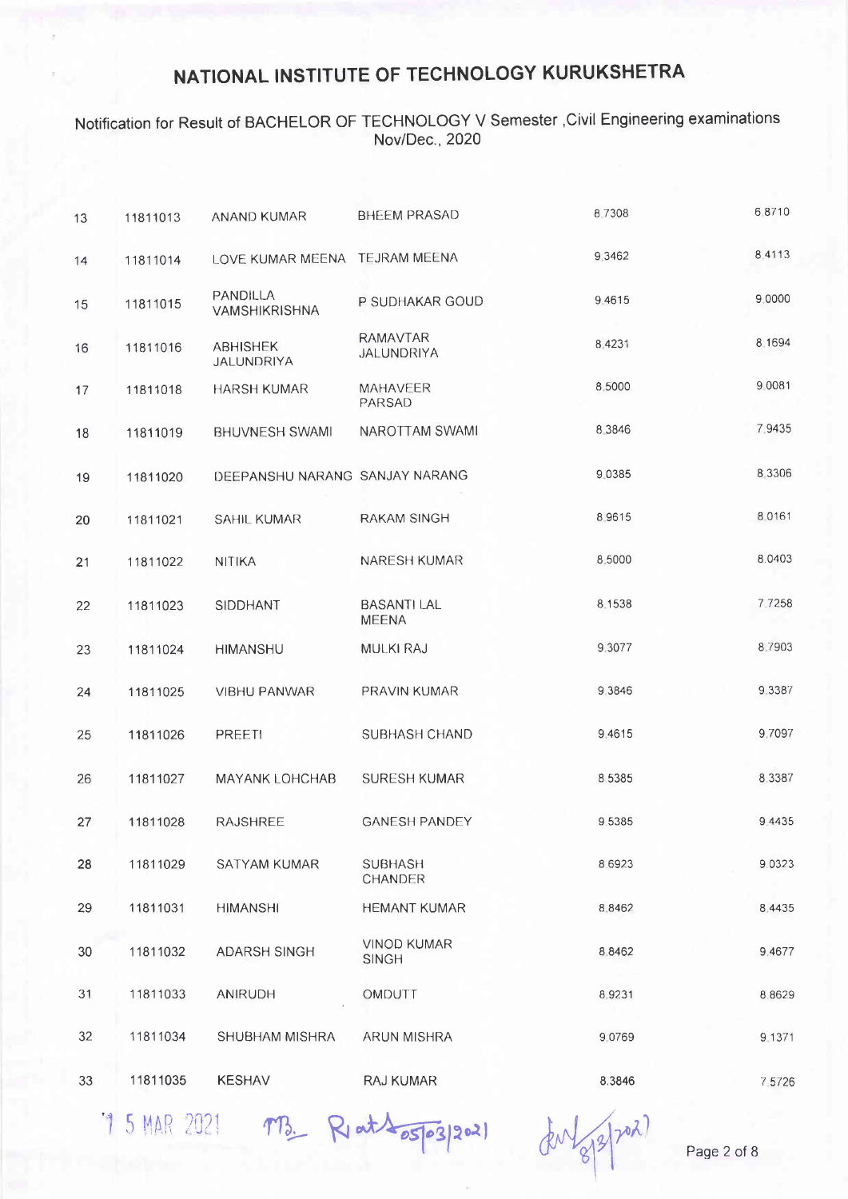# NATIONAL INSTITUTE OF TECHNOLOGY KURUKSHETRA

Notification for Result of BACHELOR OF TECHNOLOGY V Semester ,Civil Engineering examinations Nov/Dec., 2020

| | | | | | |
|---|---|---|---|---|---|
| 13 | 11811013 | ANAND KUMAR | BHEEM PRASAD | 8.7308 | 6.8710 |
| 14 | 11811014 | LOVE KUMAR MEENA | TEJRAM MEENA | 9.3462 | 8.4113 |
| 15 | 11811015 | PANDILLA VAMSHIKRISHNA | P SUDHAKAR GOUD | 9.4615 | 9.0000 |
| 16 | 11811016 | ABHISHEK JALUNDRIYA | RAMAVTAR JALUNDRIYA | 8.4231 | 8.1694 |
| 17 | 11811018 | HARSH KUMAR | MAHAVEER PARSAD | 8.5000 | 9.0081 |
| 18 | 11811019 | BHUVNESH SWAMI | NAROTTAM SWAMI | 8.3846 | 7.9435 |
| 19 | 11811020 | DEEPANSHU NARANG | SANJAY NARANG | 9.0385 | 8.3306 |
| 20 | 11811021 | SAHIL KUMAR | RAKAM SINGH | 8.9615 | 8.0161 |
| 21 | 11811022 | NITIKA | NARESH KUMAR | 8.5000 | 8.0403 |
| 22 | 11811023 | SIDDHANT | BASANTI LAL MEENA | 8.1538 | 7.7258 |
| 23 | 11811024 | HIMANSHU | MULKI RAJ | 9.3077 | 8.7903 |
| 24 | 11811025 | VIBHU PANWAR | PRAVIN KUMAR | 9.3846 | 9.3387 |
| 25 | 11811026 | PREETI | SUBHASH CHAND | 9.4615 | 9.7097 |
| 26 | 11811027 | MAYANK LOHCHAB | SURESH KUMAR | 8.5385 | 8.3387 |
| 27 | 11811028 | RAJSHREE | GANESH PANDEY | 9.5385 | 9.4435 |
| 28 | 11811029 | SATYAM KUMAR | SUBHASH CHANDER | 8.6923 | 9.0323 |
| 29 | 11811031 | HIMANSHI | HEMANT KUMAR | 8.8462 | 8.4435 |
| 30 | 11811032 | ADARSH SINGH | VINOD KUMAR SINGH | 8.8462 | 9.4677 |
| 31 | 11811033 | ANIRUDH | OMDUTT | 8.9231 | 8.8629 |
| 32 | 11811034 | SHUBHAM MISHRA | ARUN MISHRA | 9.0769 | 9.1371 |
| 33 | 11811035 | KESHAV | RAJ KUMAR | 8.3846 | 7.5726 |

15 MAR 2021 &nbsp;&nbsp; (signature) 05/03/2021 &nbsp;&nbsp; (signature) 8/3/2021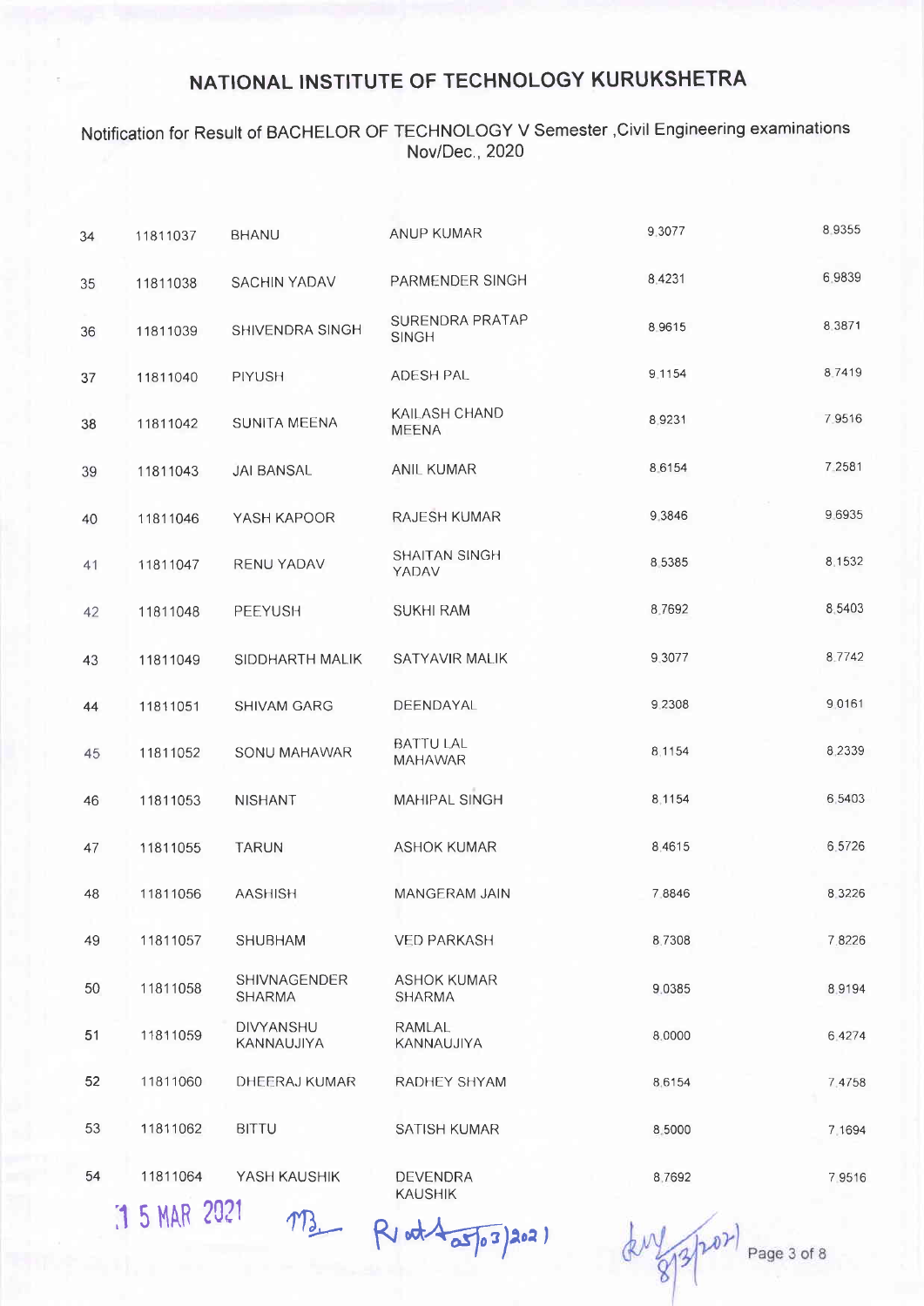# NATIONAL INSTITUTE OF TECHNOLOGY KURUKSHETRA

## Notification for Result of BACHELOR OF TECHNOLOGY V Semester ,Civil Engineering examinations Nov/Dec., 2020

| | | | | | |
|---|---|---|---|---|---|
| 34 | 11811037 | BHANU | ANUP KUMAR | 9.3077 | 8.9355 |
| 35 | 11811038 | SACHIN YADAV | PARMENDER SINGH | 8.4231 | 6.9839 |
| 36 | 11811039 | SHIVENDRA SINGH | SURENDRA PRATAP SINGH | 8.9615 | 8.3871 |
| 37 | 11811040 | PIYUSH | ADESH PAL | 9.1154 | 8.7419 |
| 38 | 11811042 | SUNITA MEENA | KAILASH CHAND MEENA | 8.9231 | 7.9516 |
| 39 | 11811043 | JAI BANSAL | ANIL KUMAR | 8.6154 | 7.2581 |
| 40 | 11811046 | YASH KAPOOR | RAJESH KUMAR | 9.3846 | 9.6935 |
| 41 | 11811047 | RENU YADAV | SHAITAN SINGH YADAV | 8.5385 | 8.1532 |
| 42 | 11811048 | PEEYUSH | SUKHI RAM | 8.7692 | 8.5403 |
| 43 | 11811049 | SIDDHARTH MALIK | SATYAVIR MALIK | 9.3077 | 8.7742 |
| 44 | 11811051 | SHIVAM GARG | DEENDAYAL | 9.2308 | 9.0161 |
| 45 | 11811052 | SONU MAHAWAR | BATTU LAL MAHAWAR | 8.1154 | 8.2339 |
| 46 | 11811053 | NISHANT | MAHIPAL SINGH | 8.1154 | 6.5403 |
| 47 | 11811055 | TARUN | ASHOK KUMAR | 8.4615 | 6.5726 |
| 48 | 11811056 | AASHISH | MANGERAM JAIN | 7.8846 | 8.3226 |
| 49 | 11811057 | SHUBHAM | VED PARKASH | 8.7308 | 7.8226 |
| 50 | 11811058 | SHIVNAGENDER SHARMA | ASHOK KUMAR SHARMA | 9.0385 | 8.9194 |
| 51 | 11811059 | DIVYANSHU KANNAUJIYA | RAMLAL KANNAUJIYA | 8.0000 | 6.4274 |
| 52 | 11811060 | DHEERAJ KUMAR | RADHEY SHYAM | 8.6154 | 7.4758 |
| 53 | 11811062 | BITTU | SATISH KUMAR | 8.5000 | 7.1694 |
| 54 | 11811064 | YASH KAUSHIK | DEVENDRA KAUSHIK | 8.7692 | 7.9516 |

15 MAR 2021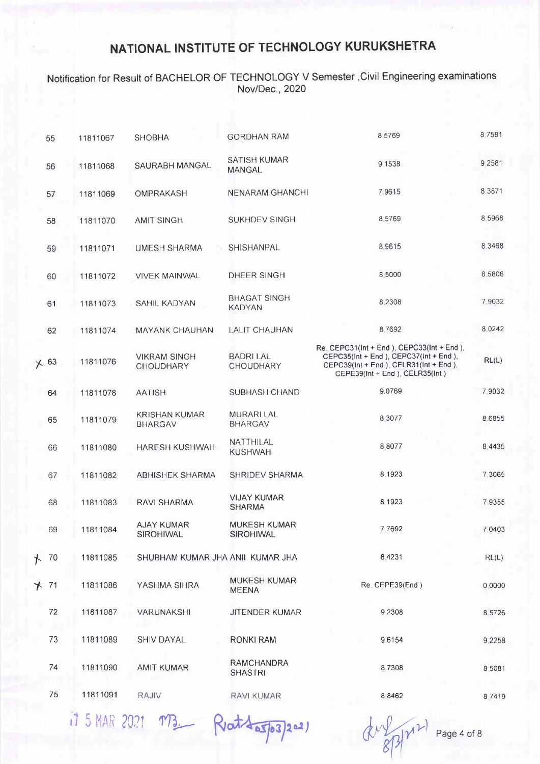# NATIONAL INSTITUTE OF TECHNOLOGY KURUKSHETRA

Notification for Result of BACHELOR OF TECHNOLOGY V Semester ,Civil Engineering examinations Nov/Dec., 2020

| | | | | | |
|---|---|---|---|---|---|
| 55 | 11811067 | SHOBHA | GORDHAN RAM | 8.5769 | 8.7581 |
| 56 | 11811068 | SAURABH MANGAL | SATISH KUMAR MANGAL | 9.1538 | 9.2581 |
| 57 | 11811069 | OMPRAKASH | NENARAM GHANCHI | 7.9615 | 8.3871 |
| 58 | 11811070 | AMIT SINGH | SUKHDEV SINGH | 8.5769 | 8.5968 |
| 59 | 11811071 | UMESH SHARMA | SHISHANPAL | 8.9615 | 8.3468 |
| 60 | 11811072 | VIVEK MAINWAL | DHEER SINGH | 8.5000 | 8.5806 |
| 61 | 11811073 | SAHIL KADYAN | BHAGAT SINGH KADYAN | 8.2308 | 7.9032 |
| 62 | 11811074 | MAYANK CHAUHAN | LALIT CHAUHAN | 8.7692 | 8.0242 |
| 63 | 11811076 | VIKRAM SINGH CHOUDHARY | BADRI LAL CHOUDHARY | Re. CEPC31(Int + End ), CEPC33(Int + End ), CEPC35(Int + End ), CEPC37(Int + End ), CEPC39(Int + End ), CELR31(Int + End ), CEPE39(Int + End ), CELR35(Int ) | RL(L) |
| 64 | 11811078 | AATISH | SUBHASH CHAND | 9.0769 | 7.9032 |
| 65 | 11811079 | KRISHAN KUMAR BHARGAV | MURARI LAL BHARGAV | 8.3077 | 8.6855 |
| 66 | 11811080 | HARESH KUSHWAH | NATTHILAL KUSHWAH | 8.8077 | 8.4435 |
| 67 | 11811082 | ABHISHEK SHARMA | SHRIDEV SHARMA | 8.1923 | 7.3065 |
| 68 | 11811083 | RAVI SHARMA | VIJAY KUMAR SHARMA | 8.1923 | 7.9355 |
| 69 | 11811084 | AJAY KUMAR SIROHIWAL | MUKESH KUMAR SIROHIWAL | 7.7692 | 7.0403 |
| 70 | 11811085 | SHUBHAM KUMAR JHA | ANIL KUMAR JHA | 8.4231 | RL(L) |
| 71 | 11811086 | YASHMA SIHRA | MUKESH KUMAR MEENA | Re. CEPE39(End ) | 0.0000 |
| 72 | 11811087 | VARUNAKSHI | JITENDER KUMAR | 9.2308 | 8.5726 |
| 73 | 11811089 | SHIV DAYAL | RONKI RAM | 9.6154 | 9.2258 |
| 74 | 11811090 | AMIT KUMAR | RAMCHANDRA SHASTRI | 8.7308 | 8.5081 |
| 75 | 11811091 | RAJIV | RAVI KUMAR | 8.8462 | 8.7419 |

15 MAR 2021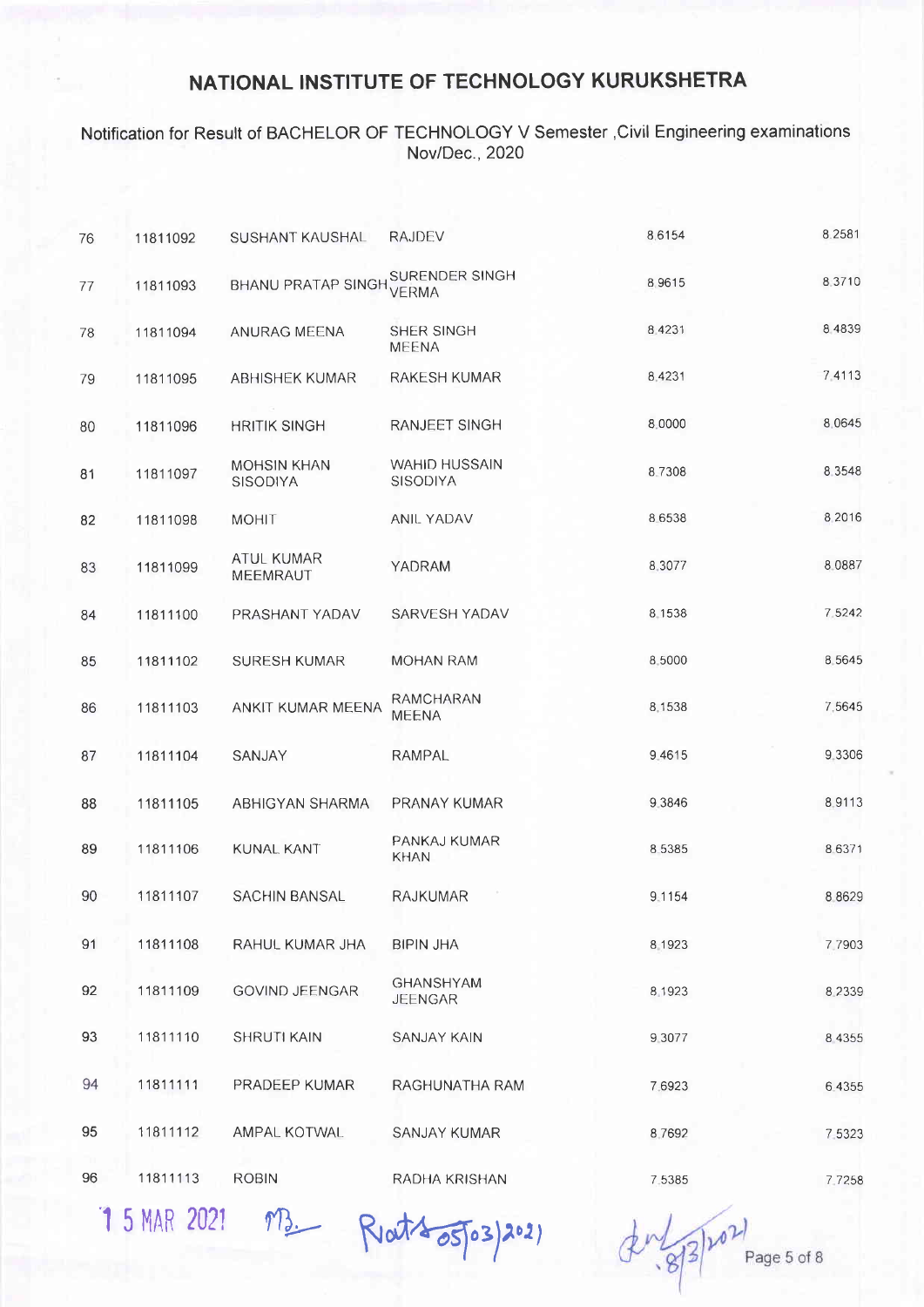# NATIONAL INSTITUTE OF TECHNOLOGY KURUKSHETRA

Notification for Result of BACHELOR OF TECHNOLOGY V Semester ,Civil Engineering examinations Nov/Dec., 2020

| | | | | | |
|---|---|---|---|---|---|
| 76 | 11811092 | SUSHANT KAUSHAL | RAJDEV | 8.6154 | 8.2581 |
| 77 | 11811093 | BHANU PRATAP SINGH | SURENDER SINGH VERMA | 8.9615 | 8.3710 |
| 78 | 11811094 | ANURAG MEENA | SHER SINGH MEENA | 8.4231 | 8.4839 |
| 79 | 11811095 | ABHISHEK KUMAR | RAKESH KUMAR | 8.4231 | 7.4113 |
| 80 | 11811096 | HRITIK SINGH | RANJEET SINGH | 8.0000 | 8.0645 |
| 81 | 11811097 | MOHSIN KHAN SISODIYA | WAHID HUSSAIN SISODIYA | 8.7308 | 8.3548 |
| 82 | 11811098 | MOHIT | ANIL YADAV | 8.6538 | 8.2016 |
| 83 | 11811099 | ATUL KUMAR MEEMRAUT | YADRAM | 8.3077 | 8.0887 |
| 84 | 11811100 | PRASHANT YADAV | SARVESH YADAV | 8.1538 | 7.5242 |
| 85 | 11811102 | SURESH KUMAR | MOHAN RAM | 8.5000 | 8.5645 |
| 86 | 11811103 | ANKIT KUMAR MEENA | RAMCHARAN MEENA | 8.1538 | 7.5645 |
| 87 | 11811104 | SANJAY | RAMPAL | 9.4615 | 9.3306 |
| 88 | 11811105 | ABHIGYAN SHARMA | PRANAY KUMAR | 9.3846 | 8.9113 |
| 89 | 11811106 | KUNAL KANT | PANKAJ KUMAR KHAN | 8.5385 | 8.6371 |
| 90 | 11811107 | SACHIN BANSAL | RAJKUMAR | 9.1154 | 8.8629 |
| 91 | 11811108 | RAHUL KUMAR JHA | BIPIN JHA | 8.1923 | 7.7903 |
| 92 | 11811109 | GOVIND JEENGAR | GHANSHYAM JEENGAR | 8.1923 | 8.2339 |
| 93 | 11811110 | SHRUTI KAIN | SANJAY KAIN | 9.3077 | 8.4355 |
| 94 | 11811111 | PRADEEP KUMAR | RAGHUNATHA RAM | 7.6923 | 6.4355 |
| 95 | 11811112 | AMPAL KOTWAL | SANJAY KUMAR | 8.7692 | 7.5323 |
| 96 | 11811113 | ROBIN | RADHA KRISHAN | 7.5385 | 7.7258 |

15 MAR 2021 &nbsp;&nbsp; 05/03/2021 &nbsp;&nbsp; 8/3/2021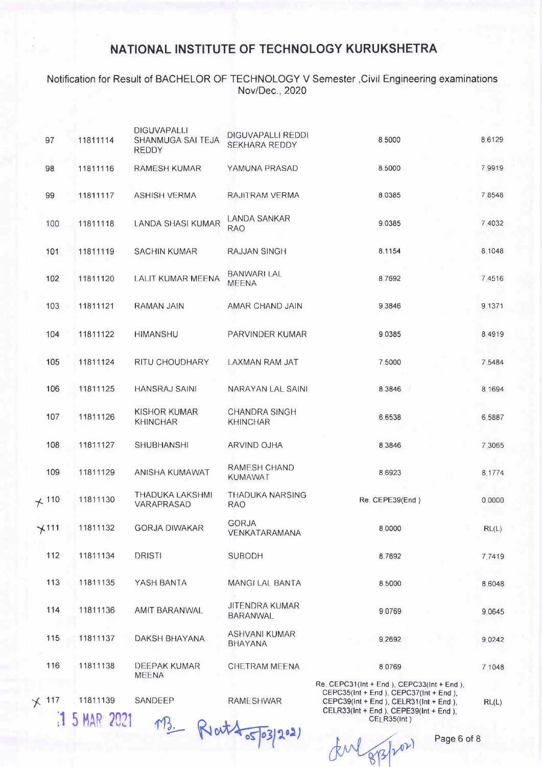# NATIONAL INSTITUTE OF TECHNOLOGY KURUKSHETRA

Notification for Result of BACHELOR OF TECHNOLOGY V Semester ,Civil Engineering examinations Nov/Dec., 2020

| | | | | | |
|---|---|---|---|---|---|
| 97 | 11811114 | DIGUVAPALLI SHANMUGA SAI TEJA REDDY | DIGUVAPALLI REDDI SEKHARA REDDY | 8.5000 | 8.6129 |
| 98 | 11811116 | RAMESH KUMAR | YAMUNA PRASAD | 8.5000 | 7.9919 |
| 99 | 11811117 | ASHISH VERMA | RAJITRAM VERMA | 8.0385 | 7.8548 |
| 100 | 11811118 | LANDA SHASI KUMAR | LANDA SANKAR RAO | 9.0385 | 7.4032 |
| 101 | 11811119 | SACHIN KUMAR | RAJJAN SINGH | 8.1154 | 8.1048 |
| 102 | 11811120 | LALIT KUMAR MEENA | BANWARI LAL MEENA | 8.7692 | 7.4516 |
| 103 | 11811121 | RAMAN JAIN | AMAR CHAND JAIN | 9.3846 | 9.1371 |
| 104 | 11811122 | HIMANSHU | PARVINDER KUMAR | 9.0385 | 8.4919 |
| 105 | 11811124 | RITU CHOUDHARY | LAXMAN RAM JAT | 7.5000 | 7.5484 |
| 106 | 11811125 | HANSRAJ SAINI | NARAYAN LAL SAINI | 8.3846 | 8.1694 |
| 107 | 11811126 | KISHOR KUMAR KHINCHAR | CHANDRA SINGH KHINCHAR | 6.6538 | 6.5887 |
| 108 | 11811127 | SHUBHANSHI | ARVIND OJHA | 8.3846 | 7.3065 |
| 109 | 11811129 | ANISHA KUMAWAT | RAMESH CHAND KUMAWAT | 8.6923 | 8.1774 |
| 110 | 11811130 | THADUKA LAKSHMI VARAPRASAD | THADUKA NARSING RAO | Re. CEPE39(End ) | 0.0000 |
| 111 | 11811132 | GORJA DIWAKAR | GORJA VENKATARAMANA | 8.0000 | RL(L) |
| 112 | 11811134 | DRISTI | SUBODH | 8.7692 | 7.7419 |
| 113 | 11811135 | YASH BANTA | MANGI LAL BANTA | 8.5000 | 8.6048 |
| 114 | 11811136 | AMIT BARANWAL | JITENDRA KUMAR BARANWAL | 9.0769 | 9.0645 |
| 115 | 11811137 | DAKSH BHAYANA | ASHVANI KUMAR BHAYANA | 9.2692 | 9.0242 |
| 116 | 11811138 | DEEPAK KUMAR MEENA | CHETRAM MEENA | 8.0769 | 7.1048 |
| 117 | 11811139 | SANDEEP | RAMESHWAR | Re. CEPC31(Int + End ), CEPC33(Int + End ), CEPC35(Int + End ), CEPC37(Int + End ), CEPC39(Int + End ), CELR31(Int + End ), CELR33(Int + End ), CEPE39(Int + End ), CELR35(Int ) | RL(L) |

15 MAR 2021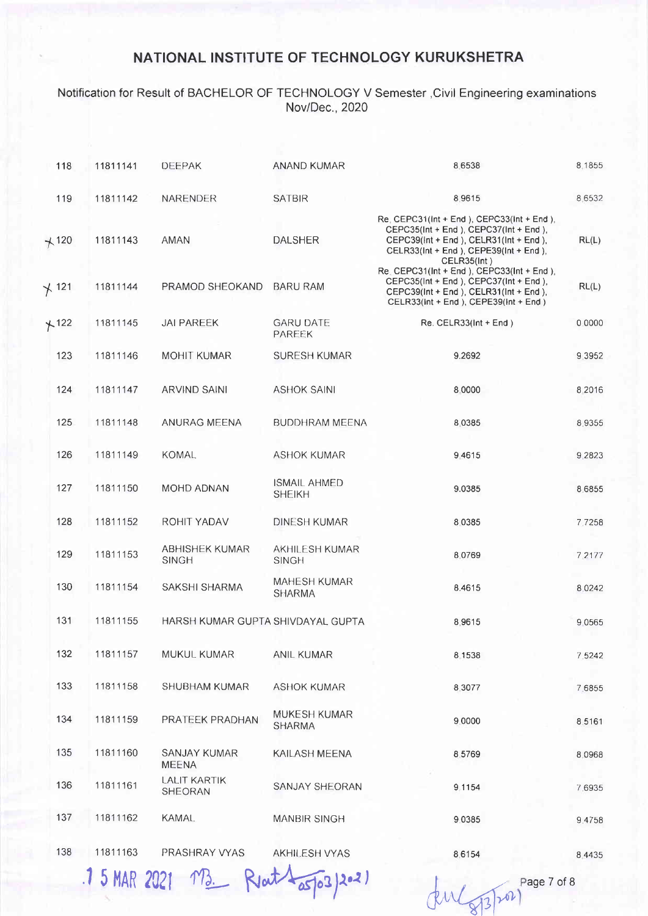# NATIONAL INSTITUTE OF TECHNOLOGY KURUKSHETRA

Notification for Result of BACHELOR OF TECHNOLOGY V Semester ,Civil Engineering examinations Nov/Dec., 2020

| | | | | | |
|---|---|---|---|---|---|
| 118 | 11811141 | DEEPAK | ANAND KUMAR | 8.6538 | 8.1855 |
| 119 | 11811142 | NARENDER | SATBIR | 8.9615 | 8.6532 |
| ✗120 | 11811143 | AMAN | DALSHER | Re. CEPC31(Int + End ), CEPC33(Int + End ), CEPC35(Int + End ), CEPC37(Int + End ), CEPC39(Int + End ), CELR31(Int + End ), CELR33(Int + End ), CEPE39(Int + End ), CELR35(Int ) | RL(L) |
| ✗121 | 11811144 | PRAMOD SHEOKAND | BARU RAM | Re. CEPC31(Int + End ), CEPC33(Int + End ), CEPC35(Int + End ), CEPC37(Int + End ), CEPC39(Int + End ), CELR31(Int + End ), CELR33(Int + End ), CEPE39(Int + End ) | RL(L) |
| ✗122 | 11811145 | JAI PAREEK | GARU DATE PAREEK | Re. CELR33(Int + End ) | 0.0000 |
| 123 | 11811146 | MOHIT KUMAR | SURESH KUMAR | 9.2692 | 9.3952 |
| 124 | 11811147 | ARVIND SAINI | ASHOK SAINI | 8.0000 | 8.2016 |
| 125 | 11811148 | ANURAG MEENA | BUDDHRAM MEENA | 8.0385 | 8.9355 |
| 126 | 11811149 | KOMAL | ASHOK KUMAR | 9.4615 | 9.2823 |
| 127 | 11811150 | MOHD ADNAN | ISMAIL AHMED SHEIKH | 9.0385 | 8.6855 |
| 128 | 11811152 | ROHIT YADAV | DINESH KUMAR | 8.0385 | 7.7258 |
| 129 | 11811153 | ABHISHEK KUMAR SINGH | AKHILESH KUMAR SINGH | 8.0769 | 7.2177 |
| 130 | 11811154 | SAKSHI SHARMA | MAHESH KUMAR SHARMA | 8.4615 | 8.0242 |
| 131 | 11811155 | HARSH KUMAR GUPTA | SHIVDAYAL GUPTA | 8.9615 | 9.0565 |
| 132 | 11811157 | MUKUL KUMAR | ANIL KUMAR | 8.1538 | 7.5242 |
| 133 | 11811158 | SHUBHAM KUMAR | ASHOK KUMAR | 8.3077 | 7.6855 |
| 134 | 11811159 | PRATEEK PRADHAN | MUKESH KUMAR SHARMA | 9.0000 | 8.5161 |
| 135 | 11811160 | SANJAY KUMAR MEENA | KAILASH MEENA | 8.5769 | 8.0968 |
| 136 | 11811161 | LALIT KARTIK SHEORAN | SANJAY SHEORAN | 9.1154 | 7.6935 |
| 137 | 11811162 | KAMAL | MANBIR SINGH | 9.0385 | 9.4758 |
| 138 | 11811163 | PRASHRAY VYAS | AKHILESH VYAS | 8.6154 | 8.4435 |

15 MAR 2021 MB Rnt 05/03/2021

8/3/2021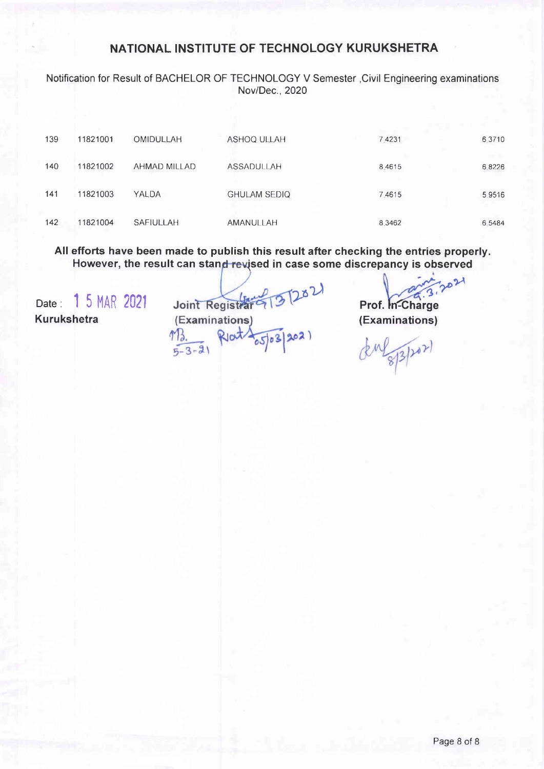# NATIONAL INSTITUTE OF TECHNOLOGY KURUKSHETRA

Notification for Result of BACHELOR OF TECHNOLOGY V Semester ,Civil Engineering examinations Nov/Dec., 2020

| | | | | | |
|---|---|---|---|---|---|
| 139 | 11821001 | OMIDULLAH | ASHOQ ULLAH | 7.4231 | 6.3710 |
| 140 | 11821002 | AHMAD MILLAD | ASSADULLAH | 8.4615 | 6.8226 |
| 141 | 11821003 | YALDA | GHULAM SEDIQ | 7.4615 | 5.9516 |
| 142 | 11821004 | SAFIULLAH | AMANULLAH | 8.3462 | 6.5484 |

**All efforts have been made to publish this result after checking the entries properly. However, the result can stand revised in case some discrepancy is observed**

Date : 15 MAR 2021
**Kurukshetra**

**Joint Registrar**
**(Examinations)**

**Prof. In-Charge**
**(Examinations)**